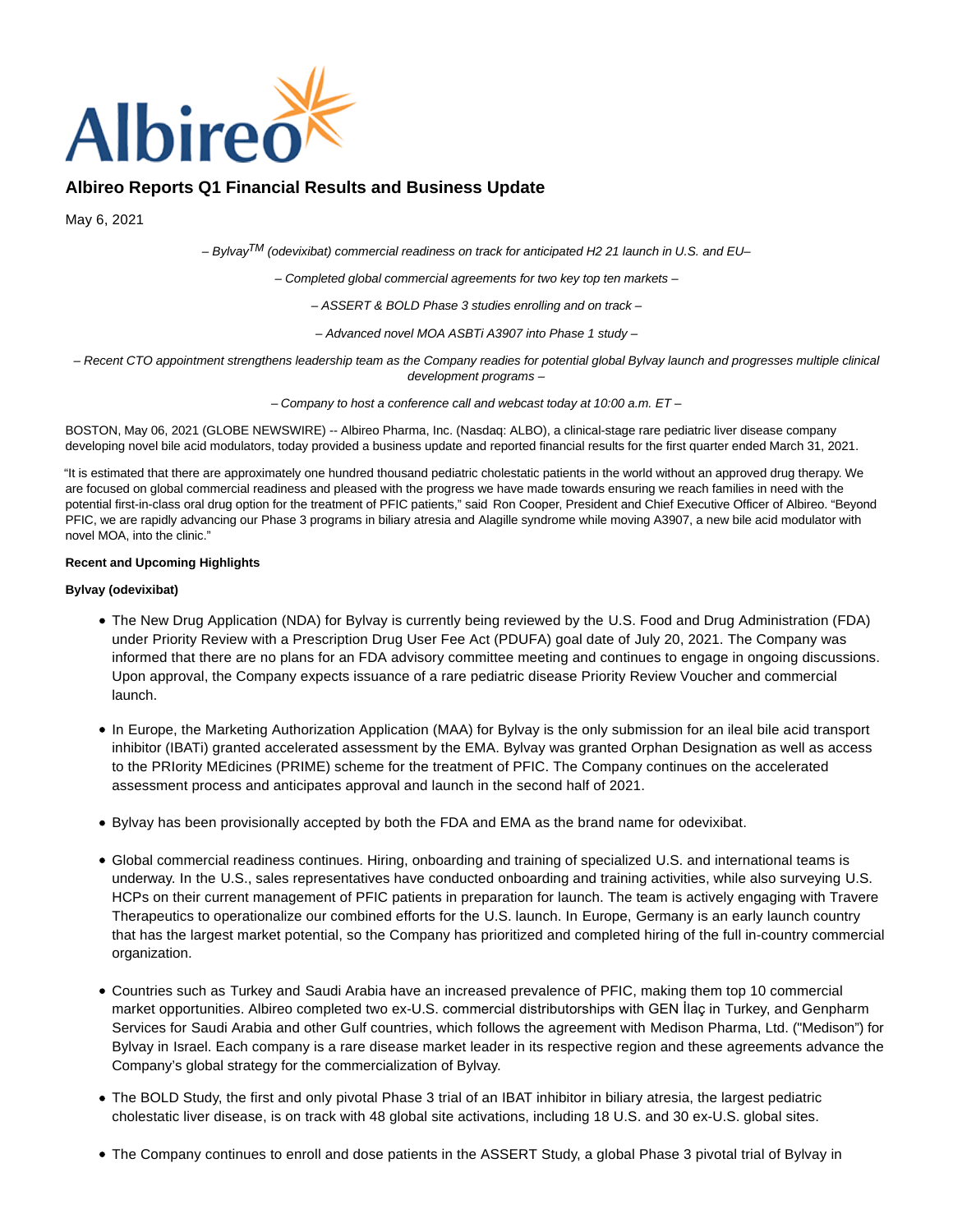Albireo

# Albireo Reports Q1 Financial Results and Business Update

May 6, 2021

*– Bylvay™ (odevixibat) commercial readiness on track for anticipated H2 21 launch in U.S. and EU–*

*– Completed global commercial agreements for two key top ten markets –*

*– ASSERT & BOLD Phase 3 studies enrolling and on track –*

*– Advanced novel MOA ASBTi A3907 into Phase 1 study –*

*– Recent CTO appointment strengthens leadership team as the Company readies for potential global Bylvay launch and progresses multiple clinical development programs –*

*– Company to host a conference call and webcast today at 10:00 a.m. ET –*

BOSTON, May 06, 2021 (GLOBE NEWSWIRE) -- Albireo Pharma, Inc. (Nasdaq: ALBO), a clinical-stage rare pediatric liver disease company developing novel bile acid modulators, today provided a business update and reported financial results for the first quarter ended March 31, 2021.

"It is estimated that there are approximately one hundred thousand pediatric cholestatic patients in the world without an approved drug therapy. We are focused on global commercial readiness and pleased with the progress we have made towards ensuring we reach families in need with the potential first-in-class oral drug option for the treatment of PFIC patients," said Ron Cooper, President and Chief Executive Officer of Albireo. "Beyond PFIC, we are rapidly advancing our Phase 3 programs in biliary atresia and Alagille syndrome while moving A3907, a new bile acid modulator with novel MOA, into the clinic."

**Recent and Upcoming Highlights**

**Bylvay (odevixibat)**

- The New Drug Application (NDA) for Bylvay is currently being reviewed by the U.S. Food and Drug Administration (FDA) under Priority Review with a Prescription Drug User Fee Act (PDUFA) goal date of July 20, 2021. The Company was informed that there are no plans for an FDA advisory committee meeting and continues to engage in ongoing discussions. Upon approval, the Company expects issuance of a rare pediatric disease Priority Review Voucher and commercial launch.
- In Europe, the Marketing Authorization Application (MAA) for Bylvay is the only submission for an ileal bile acid transport inhibitor (IBATi) granted accelerated assessment by the EMA. Bylvay was granted Orphan Designation as well as access to the PRIority MEdicines (PRIME) scheme for the treatment of PFIC. The Company continues on the accelerated assessment process and anticipates approval and launch in the second half of 2021.
- Bylvay has been provisionally accepted by both the FDA and EMA as the brand name for odevixibat.
- Global commercial readiness continues. Hiring, onboarding and training of specialized U.S. and international teams is underway. In the U.S., sales representatives have conducted onboarding and training activities, while also surveying U.S. HCPs on their current management of PFIC patients in preparation for launch. The team is actively engaging with Travere Therapeutics to operationalize our combined efforts for the U.S. launch. In Europe, Germany is an early launch country that has the largest market potential, so the Company has prioritized and completed hiring of the full in-country commercial organization.
- Countries such as Turkey and Saudi Arabia have an increased prevalence of PFIC, making them top 10 commercial market opportunities. Albireo completed two ex-U.S. commercial distributorships with GEN İlaç in Turkey, and Genpharm Services for Saudi Arabia and other Gulf countries, which follows the agreement with Medison Pharma, Ltd. ("Medison") for Bylvay in Israel. Each company is a rare disease market leader in its respective region and these agreements advance the Company's global strategy for the commercialization of Bylvay.
- The BOLD Study, the first and only pivotal Phase 3 trial of an IBAT inhibitor in biliary atresia, the largest pediatric cholestatic liver disease, is on track with 48 global site activations, including 18 U.S. and 30 ex-U.S. global sites.
- The Company continues to enroll and dose patients in the ASSERT Study, a global Phase 3 pivotal trial of Bylvay in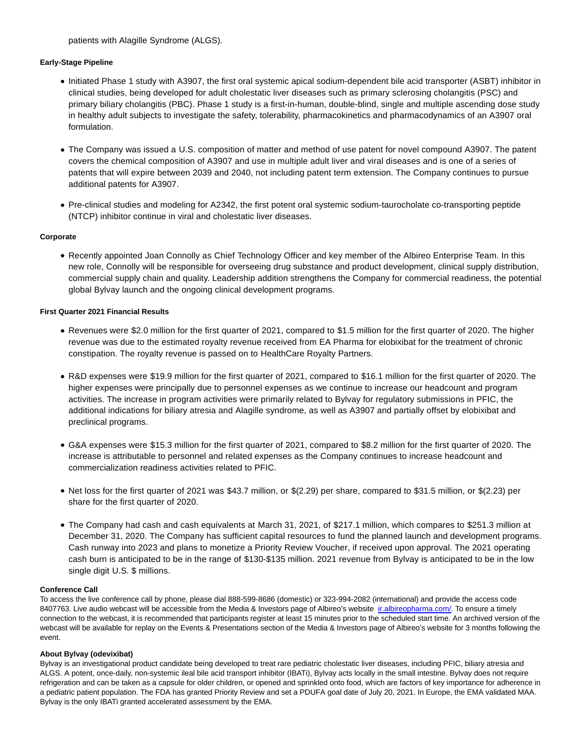patients with Alagille Syndrome (ALGS).

**Early-Stage Pipeline**

- Initiated Phase 1 study with A3907, the first oral systemic apical sodium-dependent bile acid transporter (ASBT) inhibitor in clinical studies, being developed for adult cholestatic liver diseases such as primary sclerosing cholangitis (PSC) and primary biliary cholangitis (PBC). Phase 1 study is a first-in-human, double-blind, single and multiple ascending dose study in healthy adult subjects to investigate the safety, tolerability, pharmacokinetics and pharmacodynamics of an A3907 oral formulation.

- The Company was issued a U.S. composition of matter and method of use patent for novel compound A3907. The patent covers the chemical composition of A3907 and use in multiple adult liver and viral diseases and is one of a series of patents that will expire between 2039 and 2040, not including patent term extension. The Company continues to pursue additional patents for A3907.

- Pre-clinical studies and modeling for A2342, the first potent oral systemic sodium-taurocholate co-transporting peptide (NTCP) inhibitor continue in viral and cholestatic liver diseases.

**Corporate**

- Recently appointed Joan Connolly as Chief Technology Officer and key member of the Albireo Enterprise Team. In this new role, Connolly will be responsible for overseeing drug substance and product development, clinical supply distribution, commercial supply chain and quality. Leadership addition strengthens the Company for commercial readiness, the potential global Bylvay launch and the ongoing clinical development programs.

**First Quarter 2021 Financial Results**

- Revenues were $2.0 million for the first quarter of 2021, compared to $1.5 million for the first quarter of 2020. The higher revenue was due to the estimated royalty revenue received from EA Pharma for elobixibat for the treatment of chronic constipation. The royalty revenue is passed on to HealthCare Royalty Partners.

- R&D expenses were $19.9 million for the first quarter of 2021, compared to $16.1 million for the first quarter of 2020. The higher expenses were principally due to personnel expenses as we continue to increase our headcount and program activities. The increase in program activities were primarily related to Bylvay for regulatory submissions in PFIC, the additional indications for biliary atresia and Alagille syndrome, as well as A3907 and partially offset by elobixibat and preclinical programs.

- G&A expenses were $15.3 million for the first quarter of 2021, compared to $8.2 million for the first quarter of 2020. The increase is attributable to personnel and related expenses as the Company continues to increase headcount and commercialization readiness activities related to PFIC.

- Net loss for the first quarter of 2021 was $43.7 million, or $(2.29) per share, compared to $31.5 million, or $(2.23) per share for the first quarter of 2020.

- The Company had cash and cash equivalents at March 31, 2021, of $217.1 million, which compares to $251.3 million at December 31, 2020. The Company has sufficient capital resources to fund the planned launch and development programs. Cash runway into 2023 and plans to monetize a Priority Review Voucher, if received upon approval. The 2021 operating cash burn is anticipated to be in the range of $130-$135 million. 2021 revenue from Bylvay is anticipated to be in the low single digit U.S. $ millions.

**Conference Call**

To access the live conference call by phone, please dial 888-599-8686 (domestic) or 323-994-2082 (international) and provide the access code 8407763. Live audio webcast will be accessible from the Media & Investors page of Albireo's website [ir.albireopharma.com/](ir.albireopharma.com/). To ensure a timely connection to the webcast, it is recommended that participants register at least 15 minutes prior to the scheduled start time. An archived version of the webcast will be available for replay on the Events & Presentations section of the Media & Investors page of Albireo's website for 3 months following the event.

**About Bylvay (odevixibat)**

Bylvay is an investigational product candidate being developed to treat rare pediatric cholestatic liver diseases, including PFIC, biliary atresia and ALGS. A potent, once-daily, non-systemic ileal bile acid transport inhibitor (IBATi), Bylvay acts locally in the small intestine. Bylvay does not require refrigeration and can be taken as a capsule for older children, or opened and sprinkled onto food, which are factors of key importance for adherence in a pediatric patient population. The FDA has granted Priority Review and set a PDUFA goal date of July 20, 2021. In Europe, the EMA validated MAA. Bylvay is the only IBATi granted accelerated assessment by the EMA.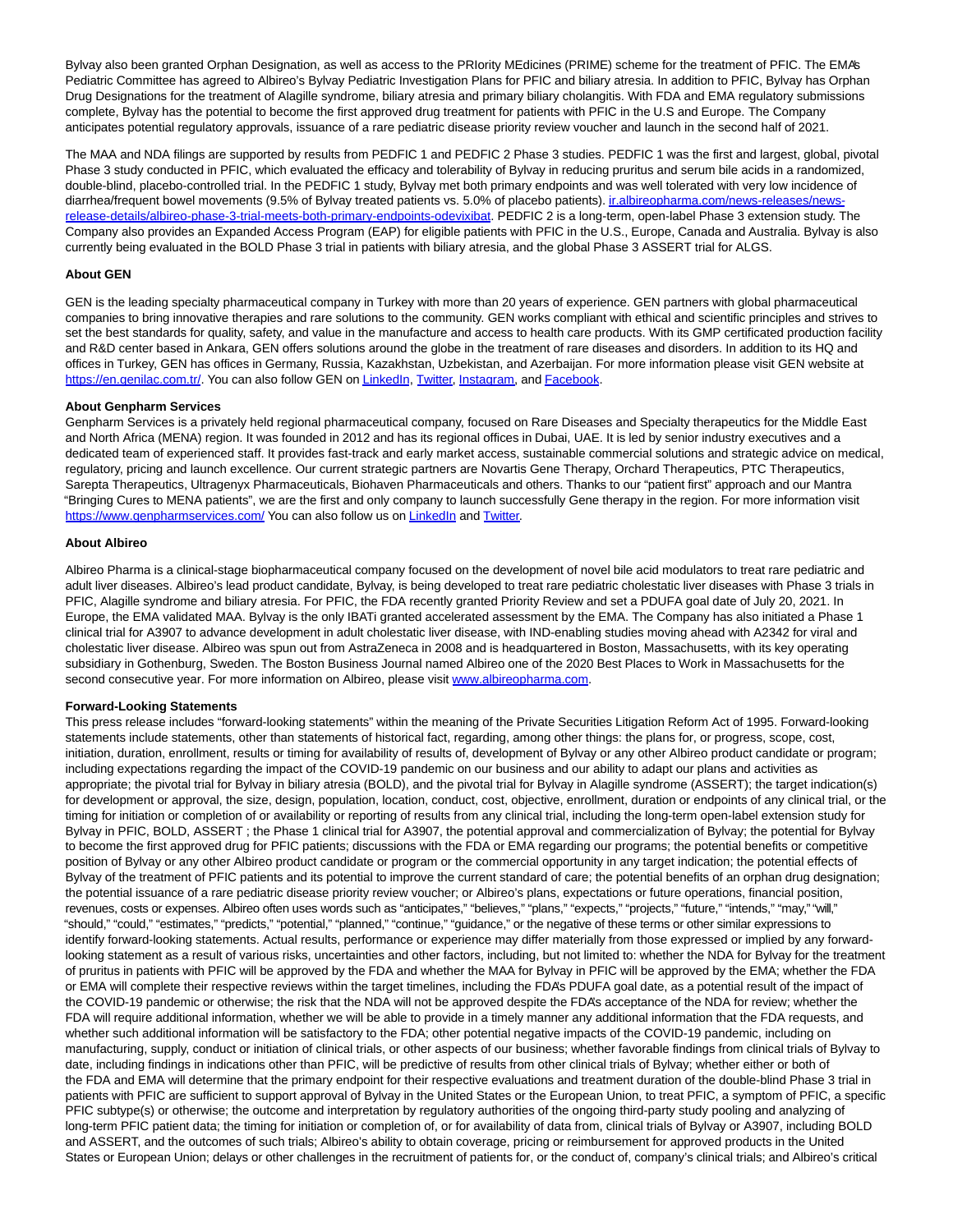Bylvay also been granted Orphan Designation, as well as access to the PRIority MEdicines (PRIME) scheme for the treatment of PFIC. The EMA's Pediatric Committee has agreed to Albireo's Bylvay Pediatric Investigation Plans for PFIC and biliary atresia. In addition to PFIC, Bylvay has Orphan Drug Designations for the treatment of Alagille syndrome, biliary atresia and primary biliary cholangitis. With FDA and EMA regulatory submissions complete, Bylvay has the potential to become the first approved drug treatment for patients with PFIC in the U.S and Europe. The Company anticipates potential regulatory approvals, issuance of a rare pediatric disease priority review voucher and launch in the second half of 2021.

The MAA and NDA filings are supported by results from PEDFIC 1 and PEDFIC 2 Phase 3 studies. PEDFIC 1 was the first and largest, global, pivotal Phase 3 study conducted in PFIC, which evaluated the efficacy and tolerability of Bylvay in reducing pruritus and serum bile acids in a randomized, double-blind, placebo-controlled trial. In the PEDFIC 1 study, Bylvay met both primary endpoints and was well tolerated with very low incidence of diarrhea/frequent bowel movements (9.5% of Bylvay treated patients vs. 5.0% of placebo patients). ir.albireopharma.com/news-releases/news-release-details/albireo-phase-3-trial-meets-both-primary-endpoints-odevixibat. PEDFIC 2 is a long-term, open-label Phase 3 extension study. The Company also provides an Expanded Access Program (EAP) for eligible patients with PFIC in the U.S., Europe, Canada and Australia. Bylvay is also currently being evaluated in the BOLD Phase 3 trial in patients with biliary atresia, and the global Phase 3 ASSERT trial for ALGS.

**About GEN**

GEN is the leading specialty pharmaceutical company in Turkey with more than 20 years of experience. GEN partners with global pharmaceutical companies to bring innovative therapies and rare solutions to the community. GEN works compliant with ethical and scientific principles and strives to set the best standards for quality, safety, and value in the manufacture and access to health care products. With its GMP certificated production facility and R&D center based in Ankara, GEN offers solutions around the globe in the treatment of rare diseases and disorders. In addition to its HQ and offices in Turkey, GEN has offices in Germany, Russia, Kazakhstan, Uzbekistan, and Azerbaijan. For more information please visit GEN website at https://en.genilac.com.tr/. You can also follow GEN on LinkedIn, Twitter, Instagram, and Facebook.

**About Genpharm Services**

Genpharm Services is a privately held regional pharmaceutical company, focused on Rare Diseases and Specialty therapeutics for the Middle East and North Africa (MENA) region. It was founded in 2012 and has its regional offices in Dubai, UAE. It is led by senior industry executives and a dedicated team of experienced staff. It provides fast-track and early market access, sustainable commercial solutions and strategic advice on medical, regulatory, pricing and launch excellence. Our current strategic partners are Novartis Gene Therapy, Orchard Therapeutics, PTC Therapeutics, Sarepta Therapeutics, Ultragenyx Pharmaceuticals, Biohaven Pharmaceuticals and others. Thanks to our "patient first" approach and our Mantra "Bringing Cures to MENA patients", we are the first and only company to launch successfully Gene therapy in the region. For more information visit https://www.genpharmservices.com/ You can also follow us on LinkedIn and Twitter.

**About Albireo**

Albireo Pharma is a clinical-stage biopharmaceutical company focused on the development of novel bile acid modulators to treat rare pediatric and adult liver diseases. Albireo's lead product candidate, Bylvay, is being developed to treat rare pediatric cholestatic liver diseases with Phase 3 trials in PFIC, Alagille syndrome and biliary atresia. For PFIC, the FDA recently granted Priority Review and set a PDUFA goal date of July 20, 2021. In Europe, the EMA validated MAA. Bylvay is the only IBATi granted accelerated assessment by the EMA. The Company has also initiated a Phase 1 clinical trial for A3907 to advance development in adult cholestatic liver disease, with IND-enabling studies moving ahead with A2342 for viral and cholestatic liver disease. Albireo was spun out from AstraZeneca in 2008 and is headquartered in Boston, Massachusetts, with its key operating subsidiary in Gothenburg, Sweden. The Boston Business Journal named Albireo one of the 2020 Best Places to Work in Massachusetts for the second consecutive year. For more information on Albireo, please visit www.albireopharma.com.

**Forward-Looking Statements**

This press release includes "forward-looking statements" within the meaning of the Private Securities Litigation Reform Act of 1995. Forward-looking statements include statements, other than statements of historical fact, regarding, among other things: the plans for, or progress, scope, cost, initiation, duration, enrollment, results or timing for availability of results of, development of Bylvay or any other Albireo product candidate or program; including expectations regarding the impact of the COVID-19 pandemic on our business and our ability to adapt our plans and activities as appropriate; the pivotal trial for Bylvay in biliary atresia (BOLD), and the pivotal trial for Bylvay in Alagille syndrome (ASSERT); the target indication(s) for development or approval, the size, design, population, location, conduct, cost, objective, enrollment, duration or endpoints of any clinical trial, or the timing for initiation or completion of or availability or reporting of results from any clinical trial, including the long-term open-label extension study for Bylvay in PFIC, BOLD, ASSERT ; the Phase 1 clinical trial for A3907, the potential approval and commercialization of Bylvay; the potential for Bylvay to become the first approved drug for PFIC patients; discussions with the FDA or EMA regarding our programs; the potential benefits or competitive position of Bylvay or any other Albireo product candidate or program or the commercial opportunity in any target indication; the potential effects of Bylvay of the treatment of PFIC patients and its potential to improve the current standard of care; the potential benefits of an orphan drug designation; the potential issuance of a rare pediatric disease priority review voucher; or Albireo's plans, expectations or future operations, financial position, revenues, costs or expenses. Albireo often uses words such as "anticipates," "believes," "plans," "expects," "projects," "future," "intends," "may," "will," "should," "could," "estimates," "predicts," "potential," "planned," "continue," "guidance," or the negative of these terms or other similar expressions to identify forward-looking statements. Actual results, performance or experience may differ materially from those expressed or implied by any forward-looking statement as a result of various risks, uncertainties and other factors, including, but not limited to: whether the NDA for Bylvay for the treatment of pruritus in patients with PFIC will be approved by the FDA and whether the MAA for Bylvay in PFIC will be approved by the EMA; whether the FDA or EMA will complete their respective reviews within the target timelines, including the FDA's PDUFA goal date, as a potential result of the impact of the COVID-19 pandemic or otherwise; the risk that the NDA will not be approved despite the FDA's acceptance of the NDA for review; whether the FDA will require additional information, whether we will be able to provide in a timely manner any additional information that the FDA requests, and whether such additional information will be satisfactory to the FDA; other potential negative impacts of the COVID-19 pandemic, including on manufacturing, supply, conduct or initiation of clinical trials, or other aspects of our business; whether favorable findings from clinical trials of Bylvay to date, including findings in indications other than PFIC, will be predictive of results from other clinical trials of Bylvay; whether either or both of the FDA and EMA will determine that the primary endpoint for their respective evaluations and treatment duration of the double-blind Phase 3 trial in patients with PFIC are sufficient to support approval of Bylvay in the United States or the European Union, to treat PFIC, a symptom of PFIC, a specific PFIC subtype(s) or otherwise; the outcome and interpretation by regulatory authorities of the ongoing third-party study pooling and analyzing of long-term PFIC patient data; the timing for initiation or completion of, or for availability of data from, clinical trials of Bylvay or A3907, including BOLD and ASSERT, and the outcomes of such trials; Albireo's ability to obtain coverage, pricing or reimbursement for approved products in the United States or European Union; delays or other challenges in the recruitment of patients for, or the conduct of, company's clinical trials; and Albireo's critical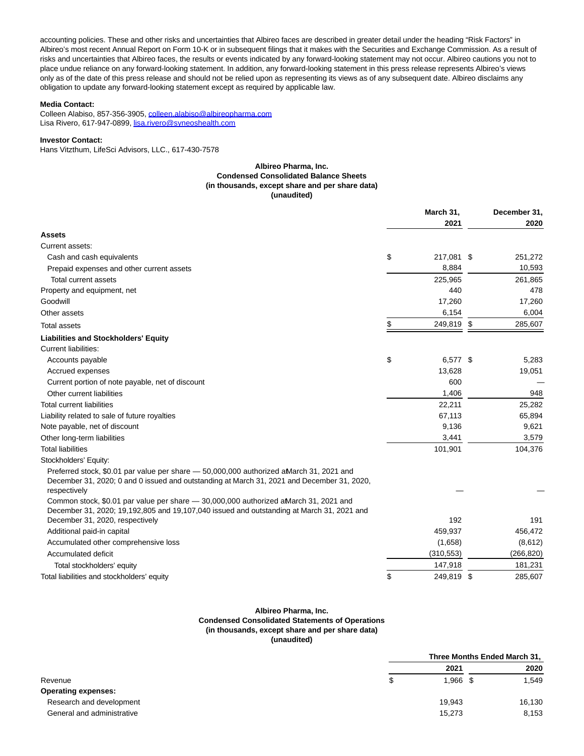accounting policies. These and other risks and uncertainties that Albireo faces are described in greater detail under the heading "Risk Factors" in Albireo's most recent Annual Report on Form 10-K or in subsequent filings that it makes with the Securities and Exchange Commission. As a result of risks and uncertainties that Albireo faces, the results or events indicated by any forward-looking statement may not occur. Albireo cautions you not to place undue reliance on any forward-looking statement. In addition, any forward-looking statement in this press release represents Albireo's views only as of the date of this press release and should not be relied upon as representing its views as of any subsequent date. Albireo disclaims any obligation to update any forward-looking statement except as required by applicable law.

**Media Contact:**
Colleen Alabiso, 857-356-3905, colleen.alabiso@albireopharma.com
Lisa Rivero, 617-947-0899, lisa.rivero@syneoshealth.com

**Investor Contact:**
Hans Vitzthum, LifeSci Advisors, LLC., 617-430-7578

**Albireo Pharma, Inc.**
**Condensed Consolidated Balance Sheets**
**(in thousands, except share and per share data)**
**(unaudited)**

| | March 31, 2021 | December 31, 2020 |
|---|---|---|
| **Assets** | | |
| Current assets: | | |
| Cash and cash equivalents | $ 217,081 | $ 251,272 |
| Prepaid expenses and other current assets | 8,884 | 10,593 |
| Total current assets | 225,965 | 261,865 |
| Property and equipment, net | 440 | 478 |
| Goodwill | 17,260 | 17,260 |
| Other assets | 6,154 | 6,004 |
| Total assets | $ 249,819 | $ 285,607 |
| **Liabilities and Stockholders' Equity** | | |
| Current liabilities: | | |
| Accounts payable | $ 6,577 | $ 5,283 |
| Accrued expenses | 13,628 | 19,051 |
| Current portion of note payable, net of discount | 600 | — |
| Other current liabilities | 1,406 | 948 |
| Total current liabilities | 22,211 | 25,282 |
| Liability related to sale of future royalties | 67,113 | 65,894 |
| Note payable, net of discount | 9,136 | 9,621 |
| Other long-term liabilities | 3,441 | 3,579 |
| Total liabilities | 101,901 | 104,376 |
| Stockholders' Equity: | | |
| Preferred stock, $0.01 par value per share — 50,000,000 authorized at March 31, 2021 and December 31, 2020; 0 and 0 issued and outstanding at March 31, 2021 and December 31, 2020, respectively | — | — |
| Common stock, $0.01 par value per share — 30,000,000 authorized at March 31, 2021 and December 31, 2020; 19,192,805 and 19,107,040 issued and outstanding at March 31, 2021 and December 31, 2020, respectively | 192 | 191 |
| Additional paid-in capital | 459,937 | 456,472 |
| Accumulated other comprehensive loss | (1,658) | (8,612) |
| Accumulated deficit | (310,553) | (266,820) |
| Total stockholders' equity | 147,918 | 181,231 |
| Total liabilities and stockholders' equity | $ 249,819 | $ 285,607 |

**Albireo Pharma, Inc.**
**Condensed Consolidated Statements of Operations**
**(in thousands, except share and per share data)**
**(unaudited)**

| | Three Months Ended March 31, | |
|---|---|---|
| | 2021 | 2020 |
| Revenue | $ 1,966 | $ 1,549 |
| **Operating expenses:** | | |
| Research and development | 19,943 | 16,130 |
| General and administrative | 15,273 | 8,153 |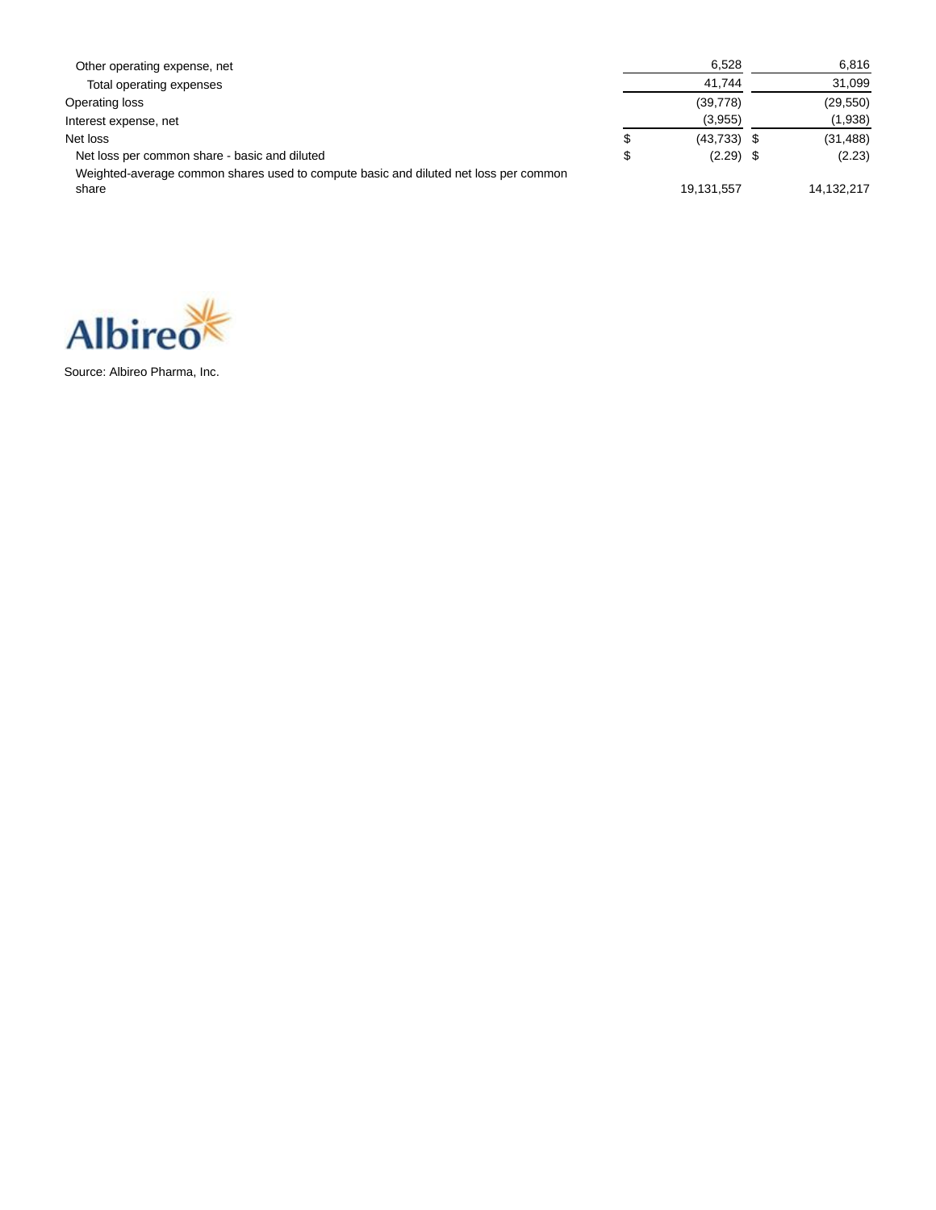| | | |
|---|---|---|
| Other operating expense, net | 6,528 | 6,816 |
| Total operating expenses | 41,744 | 31,099 |
| Operating loss | (39,778) | (29,550) |
| Interest expense, net | (3,955) | (1,938) |
| Net loss | $ (43,733) | $ (31,488) |
| Net loss per common share - basic and diluted | $ (2.29) | $ (2.23) |
| Weighted-average common shares used to compute basic and diluted net loss per common share | 19,131,557 | 14,132,217 |

Albireo

Source: Albireo Pharma, Inc.